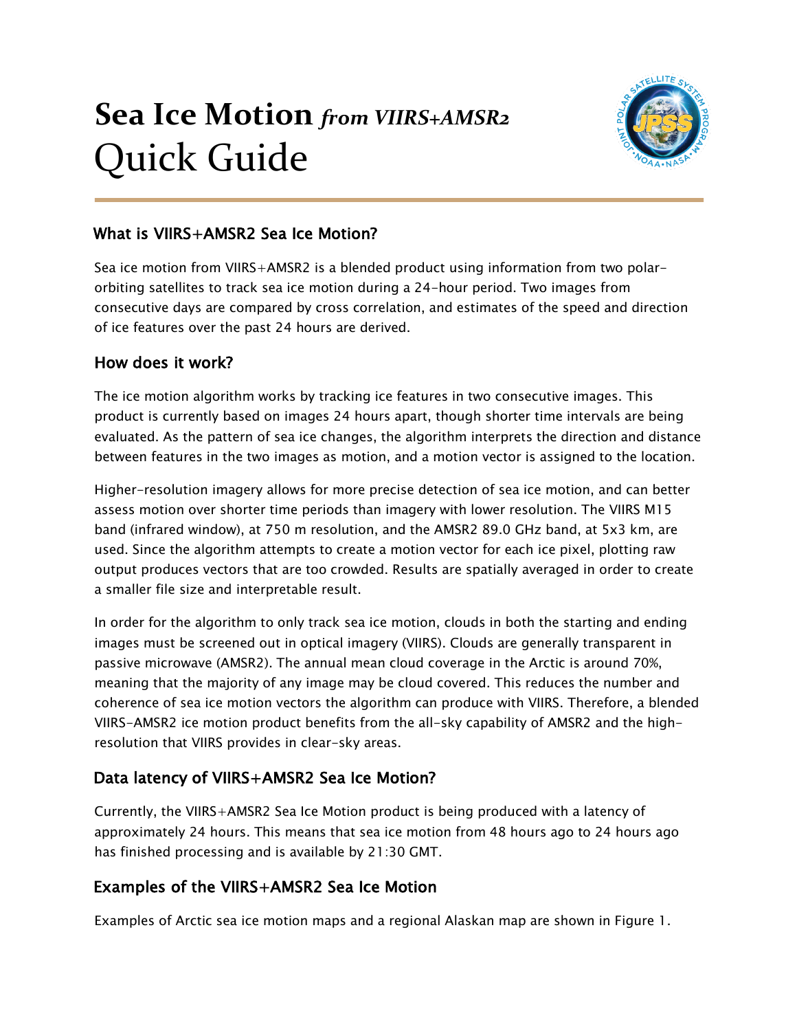# Sea Ice Motion *from VIIRS+AMSR2* Quick Guide

## What is VIIRS+AMSR2 Sea Ice Motion?

Sea ice motion from VIIRS+AMSR2 is a blended product using information from two polar-orbiting satellites to track sea ice motion during a 24-hour period. Two images from consecutive days are compared by cross correlation, and estimates of the speed and direction of ice features over the past 24 hours are derived.

## How does it work?

The ice motion algorithm works by tracking ice features in two consecutive images. This product is currently based on images 24 hours apart, though shorter time intervals are being evaluated. As the pattern of sea ice changes, the algorithm interprets the direction and distance between features in the two images as motion, and a motion vector is assigned to the location.

Higher-resolution imagery allows for more precise detection of sea ice motion, and can better assess motion over shorter time periods than imagery with lower resolution. The VIIRS M15 band (infrared window), at 750 m resolution, and the AMSR2 89.0 GHz band, at 5x3 km, are used. Since the algorithm attempts to create a motion vector for each ice pixel, plotting raw output produces vectors that are too crowded. Results are spatially averaged in order to create a smaller file size and interpretable result.

In order for the algorithm to only track sea ice motion, clouds in both the starting and ending images must be screened out in optical imagery (VIIRS). Clouds are generally transparent in passive microwave (AMSR2). The annual mean cloud coverage in the Arctic is around 70%, meaning that the majority of any image may be cloud covered. This reduces the number and coherence of sea ice motion vectors the algorithm can produce with VIIRS. Therefore, a blended VIIRS-AMSR2 ice motion product benefits from the all-sky capability of AMSR2 and the high-resolution that VIIRS provides in clear-sky areas.

## Data latency of VIIRS+AMSR2 Sea Ice Motion?

Currently, the VIIRS+AMSR2 Sea Ice Motion product is being produced with a latency of approximately 24 hours. This means that sea ice motion from 48 hours ago to 24 hours ago has finished processing and is available by 21:30 GMT.

## Examples of the VIIRS+AMSR2 Sea Ice Motion

Examples of Arctic sea ice motion maps and a regional Alaskan map are shown in Figure 1.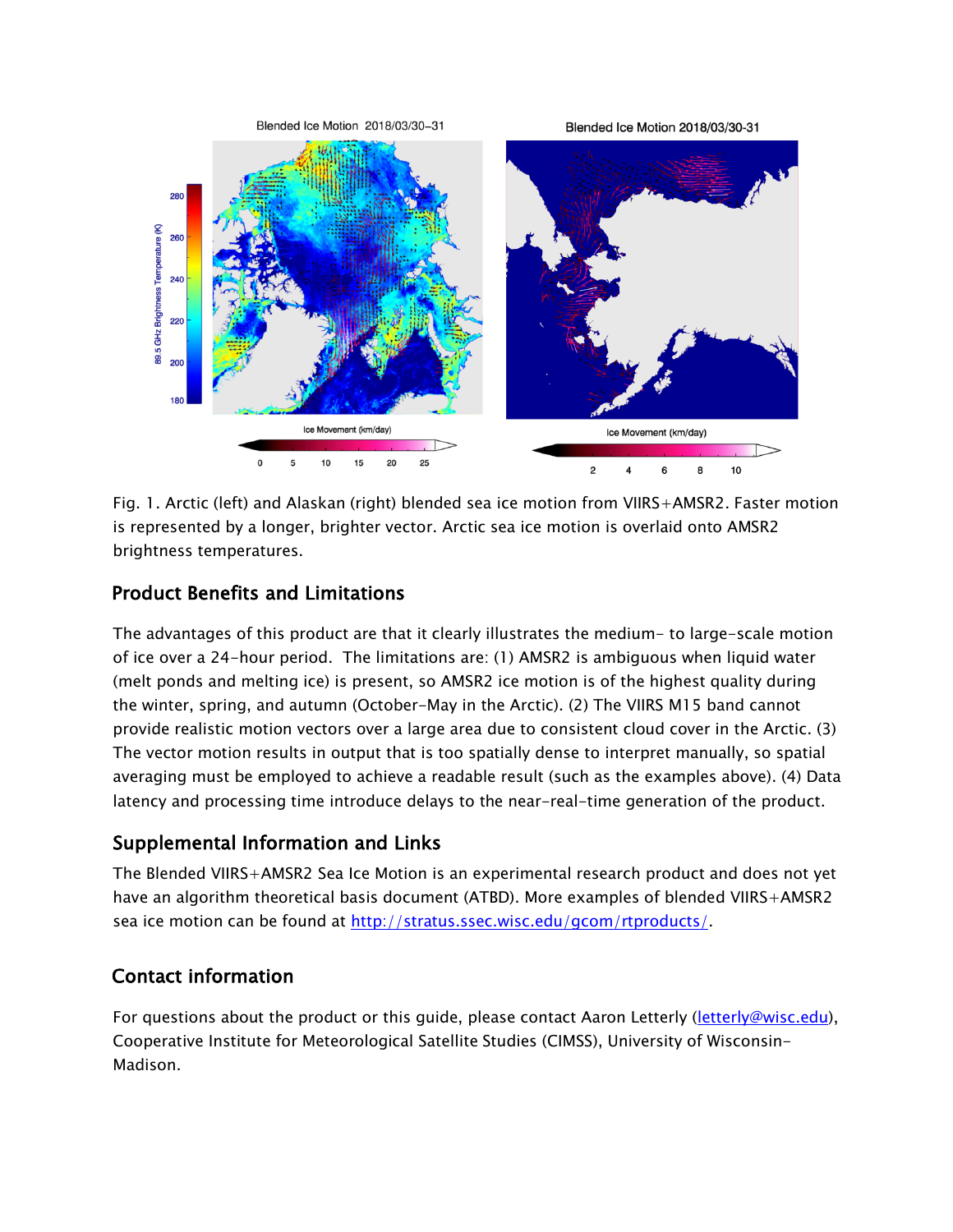Fig. 1. Arctic (left) and Alaskan (right) blended sea ice motion from VIIRS+AMSR2. Faster motion is represented by a longer, brighter vector. Arctic sea ice motion is overlaid onto AMSR2 brightness temperatures.

## Product Benefits and Limitations

The advantages of this product are that it clearly illustrates the medium- to large-scale motion of ice over a 24-hour period. The limitations are: (1) AMSR2 is ambiguous when liquid water (melt ponds and melting ice) is present, so AMSR2 ice motion is of the highest quality during the winter, spring, and autumn (October-May in the Arctic). (2) The VIIRS M15 band cannot provide realistic motion vectors over a large area due to consistent cloud cover in the Arctic. (3) The vector motion results in output that is too spatially dense to interpret manually, so spatial averaging must be employed to achieve a readable result (such as the examples above). (4) Data latency and processing time introduce delays to the near-real-time generation of the product.

## Supplemental Information and Links

The Blended VIIRS+AMSR2 Sea Ice Motion is an experimental research product and does not yet have an algorithm theoretical basis document (ATBD). More examples of blended VIIRS+AMSR2 sea ice motion can be found at http://stratus.ssec.wisc.edu/gcom/rtproducts/.

## Contact information

For questions about the product or this guide, please contact Aaron Letterly (letterly@wisc.edu), Cooperative Institute for Meteorological Satellite Studies (CIMSS), University of Wisconsin-Madison.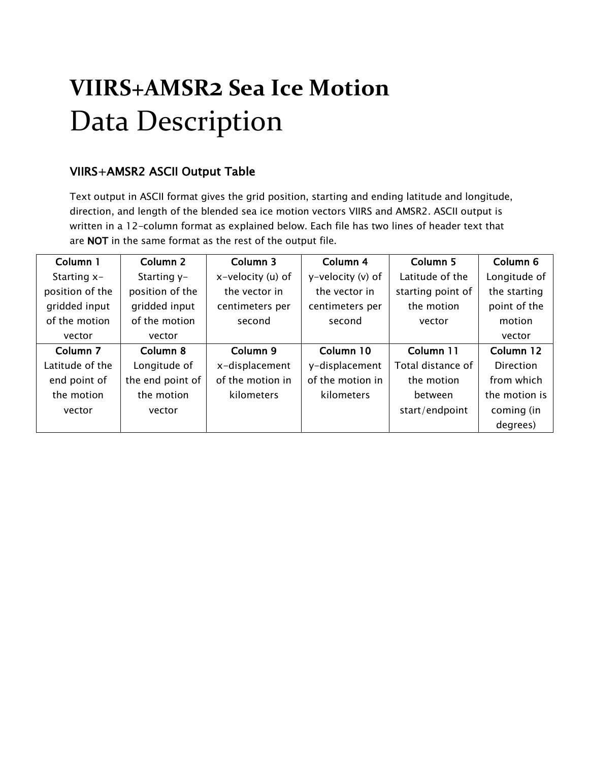# VIIRS+AMSR2 Sea Ice Motion
# Data Description

### VIIRS+AMSR2 ASCII Output Table

Text output in ASCII format gives the grid position, starting and ending latitude and longitude, direction, and length of the blended sea ice motion vectors VIIRS and AMSR2. ASCII output is written in a 12-column format as explained below. Each file has two lines of header text that are **NOT** in the same format as the rest of the output file.

| Column 1 | Column 2 | Column 3 | Column 4 | Column 5 | Column 6 |
|---|---|---|---|---|---|
| Starting x-position of the gridded input of the motion vector | Starting y-position of the gridded input of the motion vector | x-velocity (u) of the vector in centimeters per second | y-velocity (v) of the vector in centimeters per second | Latitude of the starting point of the motion vector | Longitude of the starting point of the motion vector |
| **Column 7** | **Column 8** | **Column 9** | **Column 10** | **Column 11** | **Column 12** |
| Latitude of the end point of the motion vector | Longitude of the end point of the motion vector | x-displacement of the motion in kilometers | y-displacement of the motion in kilometers | Total distance of the motion between start/endpoint | Direction from which the motion is coming (in degrees) |